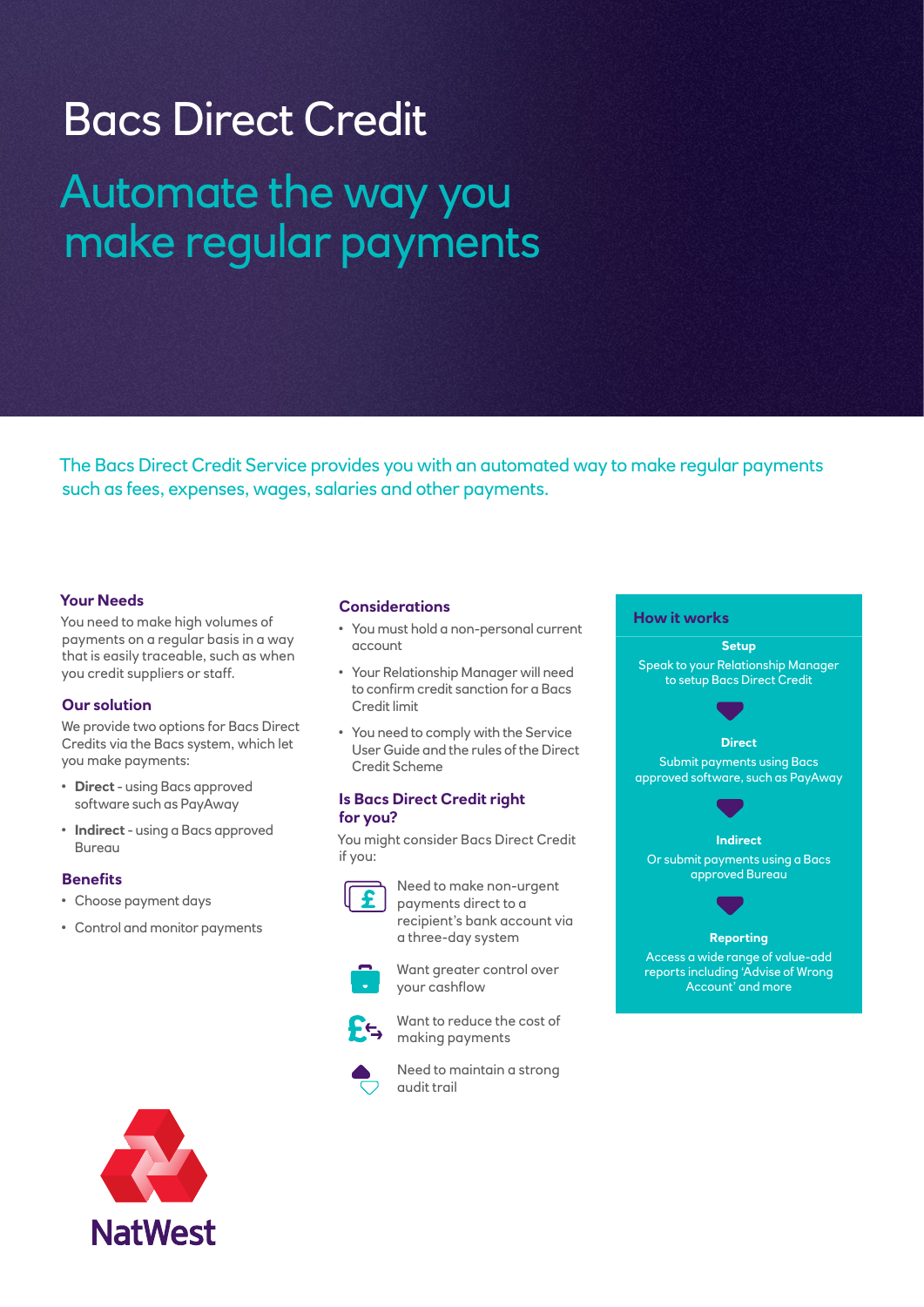# Bacs Direct Credit

## Automate the way you make regular payments

The Bacs Direct Credit Service provides you with an automated way to make regular payments such as fees, expenses, wages, salaries and other payments.

### Your Needs

You need to make high volumes of payments on a regular basis in a way that is easily traceable, such as when you credit suppliers or staff.

### Our solution

We provide two options for Bacs Direct Credits via the Bacs system, which let you make payments:

- **Direct** - using Bacs approved software such as PayAway
- **Indirect** - using a Bacs approved Bureau

### Benefits

- Choose payment days
- Control and monitor payments

### Considerations

- You must hold a non-personal current account
- Your Relationship Manager will need to confirm credit sanction for a Bacs Credit limit
- You need to comply with the Service User Guide and the rules of the Direct Credit Scheme

### Is Bacs Direct Credit right for you?

You might consider Bacs Direct Credit if you:

- Need to make non-urgent payments direct to a recipient's bank account via a three-day system
- Want greater control over your cashflow
- Want to reduce the cost of making payments
- Need to maintain a strong audit trail

### How it works

**Setup**
Speak to your Relationship Manager to setup Bacs Direct Credit

**Direct**
Submit payments using Bacs approved software, such as PayAway

**Indirect**
Or submit payments using a Bacs approved Bureau

**Reporting**
Access a wide range of value-add reports including 'Advise of Wrong Account' and more

NatWest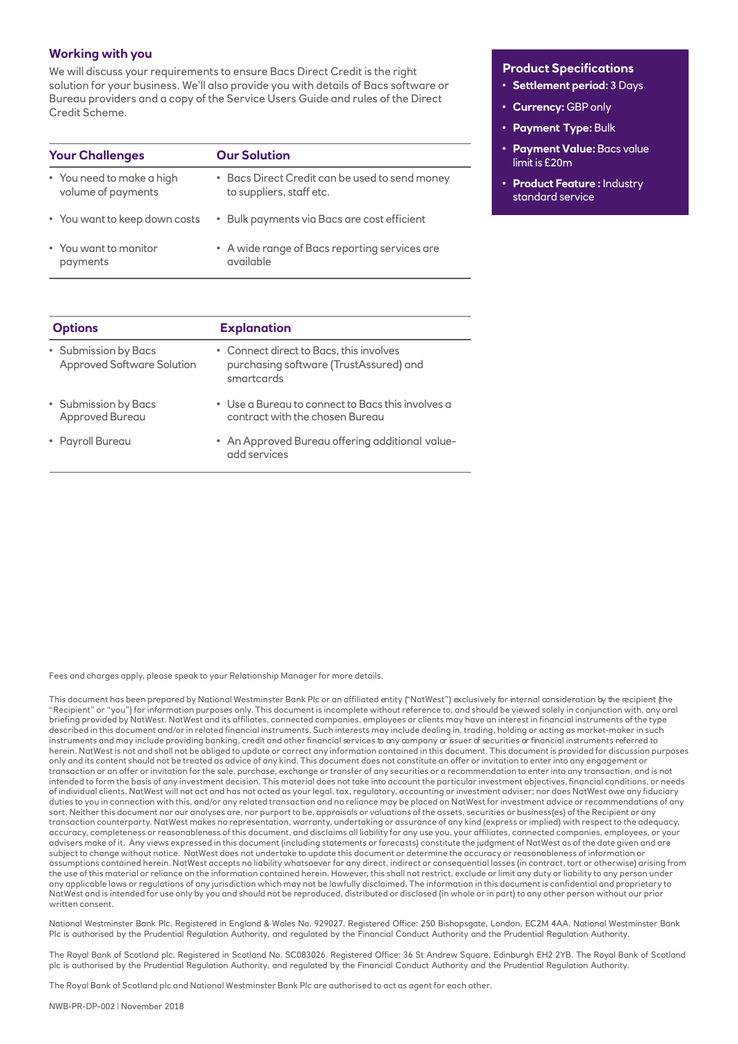## Working with you

We will discuss your requirements to ensure Bacs Direct Credit is the right solution for your business. We'll also provide you with details of Bacs software or Bureau providers and a copy of the Service Users Guide and rules of the Direct Credit Scheme.

| Your Challenges | Our Solution |
|---|---|
| • You need to make a high volume of payments | • Bacs Direct Credit can be used to send money to suppliers, staff etc. |
| • You want to keep down costs | • Bulk payments via Bacs are cost efficient |
| • You want to monitor payments | • A wide range of Bacs reporting services are available |

| Options | Explanation |
|---|---|
| • Submission by Bacs Approved Software Solution | • Connect direct to Bacs, this involves purchasing software (TrustAssured) and smartcards |
| • Submission by Bacs Approved Bureau | • Use a Bureau to connect to Bacs this involves a contract with the chosen Bureau |
| • Payroll Bureau | • An Approved Bureau offering additional value-add services |

### Product Specifications

- **Settlement period:** 3 Days
- **Currency:** GBP only
- **Payment Type:** Bulk
- **Payment Value:** Bacs value limit is £20m
- **Product Feature :** Industry standard service

Fees and charges apply, please speak to your Relationship Manager for more details.

This document has been prepared by National Westminster Bank Plc or an affiliated entity ("NatWest") exclusively for internal consideration by the recipient (the "Recipient" or "you") for information purposes only. This document is incomplete without reference to, and should be viewed solely in conjunction with, any oral briefing provided by NatWest. NatWest and its affiliates, connected companies, employees or clients may have an interest in financial instruments of the type described in this document and/or in related financial instruments. Such interests may include dealing in, trading, holding or acting as market-maker in such instruments and may include providing banking, credit and other financial services to any company or issuer of securities or financial instruments referred to herein. NatWest is not and shall not be obliged to update or correct any information contained in this document. This document is provided for discussion purposes only and its content should not be treated as advice of any kind. This document does not constitute an offer or invitation to enter into any engagement or transaction or an offer or invitation for the sale, purchase, exchange or transfer of any securities or a recommendation to enter into any transaction, and is not intended to form the basis of any investment decision. This material does not take into account the particular investment objectives, financial conditions, or needs of individual clients. NatWest will not act and has not acted as your legal, tax, regulatory, accounting or investment adviser; nor does NatWest owe any fiduciary duties to you in connection with this, and/or any related transaction and no reliance may be placed on NatWest for investment advice or recommendations of any sort. Neither this document nor our analyses are, nor purport to be, appraisals or valuations of the assets, securities or business(es) of the Recipient or any transaction counterparty. NatWest makes no representation, warranty, undertaking or assurance of any kind (express or implied) with respect to the adequacy, accuracy, completeness or reasonableness of this document, and disclaims all liability for any use you, your affiliates, connected companies, employees, or your advisers make of it. Any views expressed in this document (including statements or forecasts) constitute the judgment of NatWest as of the date given and are subject to change without notice. NatWest does not undertake to update this document or determine the accuracy or reasonableness of information or assumptions contained herein. NatWest accepts no liability whatsoever for any direct, indirect or consequential losses (in contract, tort or otherwise) arising from the use of this material or reliance on the information contained herein. However, this shall not restrict, exclude or limit any duty or liability to any person under any applicable laws or regulations of any jurisdiction which may not be lawfully disclaimed. The information in this document is confidential and proprietary to NatWest and is intended for use only by you and should not be reproduced, distributed or disclosed (in whole or in part) to any other person without our prior written consent.

National Westminster Bank Plc. Registered in England & Wales No. 929027. Registered Office: 250 Bishopsgate, London, EC2M 4AA. National Westminster Bank Plc is authorised by the Prudential Regulation Authority, and regulated by the Financial Conduct Authority and the Prudential Regulation Authority.

The Royal Bank of Scotland plc. Registered in Scotland No. SC083026. Registered Office: 36 St Andrew Square, Edinburgh EH2 2YB. The Royal Bank of Scotland plc is authorised by the Prudential Regulation Authority, and regulated by the Financial Conduct Authority and the Prudential Regulation Authority.

The Royal Bank of Scotland plc and National Westminster Bank Plc are authorised to act as agent for each other.

NWB-PR-DP-002 | November 2018